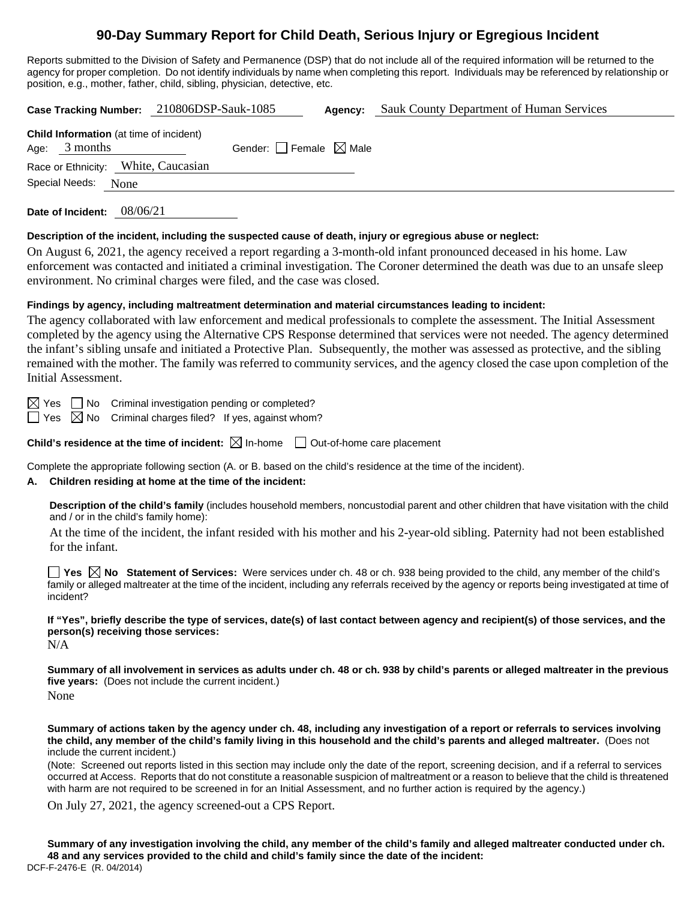# 90-Day Summary Report for Child Death, Serious Injury or Egregious Incident

Reports submitted to the Division of Safety and Permanence (DSP) that do not include all of the required information will be returned to the agency for proper completion. Do not identify individuals by name when completing this report. Individuals may be referenced by relationship or position, e.g., mother, father, child, sibling, physician, detective, etc.

**Case Tracking Number:** 210806DSP-Sauk-1085 **Agency:** Sauk County Department of Human Services

**Child Information** (at time of incident)
Age: 3 months Gender: ☐ Female ☒ Male
Race or Ethnicity: White, Caucasian
Special Needs: None

**Date of Incident:** 08/06/21

**Description of the incident, including the suspected cause of death, injury or egregious abuse or neglect:**

On August 6, 2021, the agency received a report regarding a 3-month-old infant pronounced deceased in his home. Law enforcement was contacted and initiated a criminal investigation. The Coroner determined the death was due to an unsafe sleep environment. No criminal charges were filed, and the case was closed.

**Findings by agency, including maltreatment determination and material circumstances leading to incident:**

The agency collaborated with law enforcement and medical professionals to complete the assessment. The Initial Assessment completed by the agency using the Alternative CPS Response determined that services were not needed. The agency determined the infant's sibling unsafe and initiated a Protective Plan. Subsequently, the mother was assessed as protective, and the sibling remained with the mother. The family was referred to community services, and the agency closed the case upon completion of the Initial Assessment.

☒ Yes ☐ No Criminal investigation pending or completed?
☐ Yes ☒ No Criminal charges filed? If yes, against whom?

**Child's residence at the time of incident:** ☒ In-home ☐ Out-of-home care placement

Complete the appropriate following section (A. or B. based on the child's residence at the time of the incident).

**A. Children residing at home at the time of the incident:**

**Description of the child's family** (includes household members, noncustodial parent and other children that have visitation with the child and / or in the child's family home):

At the time of the incident, the infant resided with his mother and his 2-year-old sibling. Paternity had not been established for the infant.

☐ **Yes** ☒ **No Statement of Services:** Were services under ch. 48 or ch. 938 being provided to the child, any member of the child's family or alleged maltreater at the time of the incident, including any referrals received by the agency or reports being investigated at time of incident?

**If "Yes", briefly describe the type of services, date(s) of last contact between agency and recipient(s) of those services, and the person(s) receiving those services:**

N/A

**Summary of all involvement in services as adults under ch. 48 or ch. 938 by child's parents or alleged maltreater in the previous five years:** (Does not include the current incident.)

None

**Summary of actions taken by the agency under ch. 48, including any investigation of a report or referrals to services involving the child, any member of the child's family living in this household and the child's parents and alleged maltreater.** (Does not include the current incident.)

(Note: Screened out reports listed in this section may include only the date of the report, screening decision, and if a referral to services occurred at Access. Reports that do not constitute a reasonable suspicion of maltreatment or a reason to believe that the child is threatened with harm are not required to be screened in for an Initial Assessment, and no further action is required by the agency.)

On July 27, 2021, the agency screened-out a CPS Report.

**Summary of any investigation involving the child, any member of the child's family and alleged maltreater conducted under ch. 48 and any services provided to the child and child's family since the date of the incident:**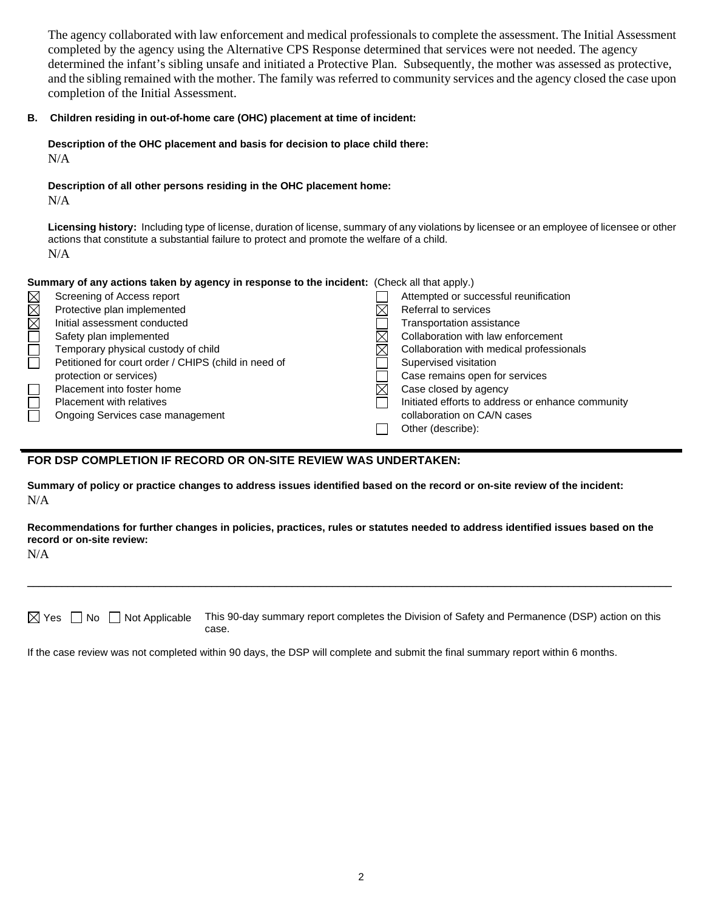The agency collaborated with law enforcement and medical professionals to complete the assessment. The Initial Assessment completed by the agency using the Alternative CPS Response determined that services were not needed. The agency determined the infant's sibling unsafe and initiated a Protective Plan. Subsequently, the mother was assessed as protective, and the sibling remained with the mother. The family was referred to community services and the agency closed the case upon completion of the Initial Assessment.

**B. Children residing in out-of-home care (OHC) placement at time of incident:**

**Description of the OHC placement and basis for decision to place child there:**
N/A

**Description of all other persons residing in the OHC placement home:**
N/A

**Licensing history:** Including type of license, duration of license, summary of any violations by licensee or an employee of licensee or other actions that constitute a substantial failure to protect and promote the welfare of a child.
N/A

**Summary of any actions taken by agency in response to the incident:** (Check all that apply.)

- ☒ Screening of Access report
- ☒ Protective plan implemented
- ☒ Initial assessment conducted
- ☐ Safety plan implemented
- ☐ Temporary physical custody of child
- ☐ Petitioned for court order / CHIPS (child in need of protection or services)
- ☐ Placement into foster home
- ☐ Placement with relatives
- ☐ Ongoing Services case management
- ☐ Attempted or successful reunification
- ☒ Referral to services
- ☐ Transportation assistance
- ☒ Collaboration with law enforcement
- ☒ Collaboration with medical professionals
- ☐ Supervised visitation
- ☐ Case remains open for services
- ☒ Case closed by agency
- ☐ Initiated efforts to address or enhance community collaboration on CA/N cases
- ☐ Other (describe):

## FOR DSP COMPLETION IF RECORD OR ON-SITE REVIEW WAS UNDERTAKEN:

**Summary of policy or practice changes to address issues identified based on the record or on-site review of the incident:**
N/A

**Recommendations for further changes in policies, practices, rules or statutes needed to address identified issues based on the record or on-site review:**
N/A

---

☒ Yes ☐ No ☐ Not Applicable This 90-day summary report completes the Division of Safety and Permanence (DSP) action on this case.

If the case review was not completed within 90 days, the DSP will complete and submit the final summary report within 6 months.